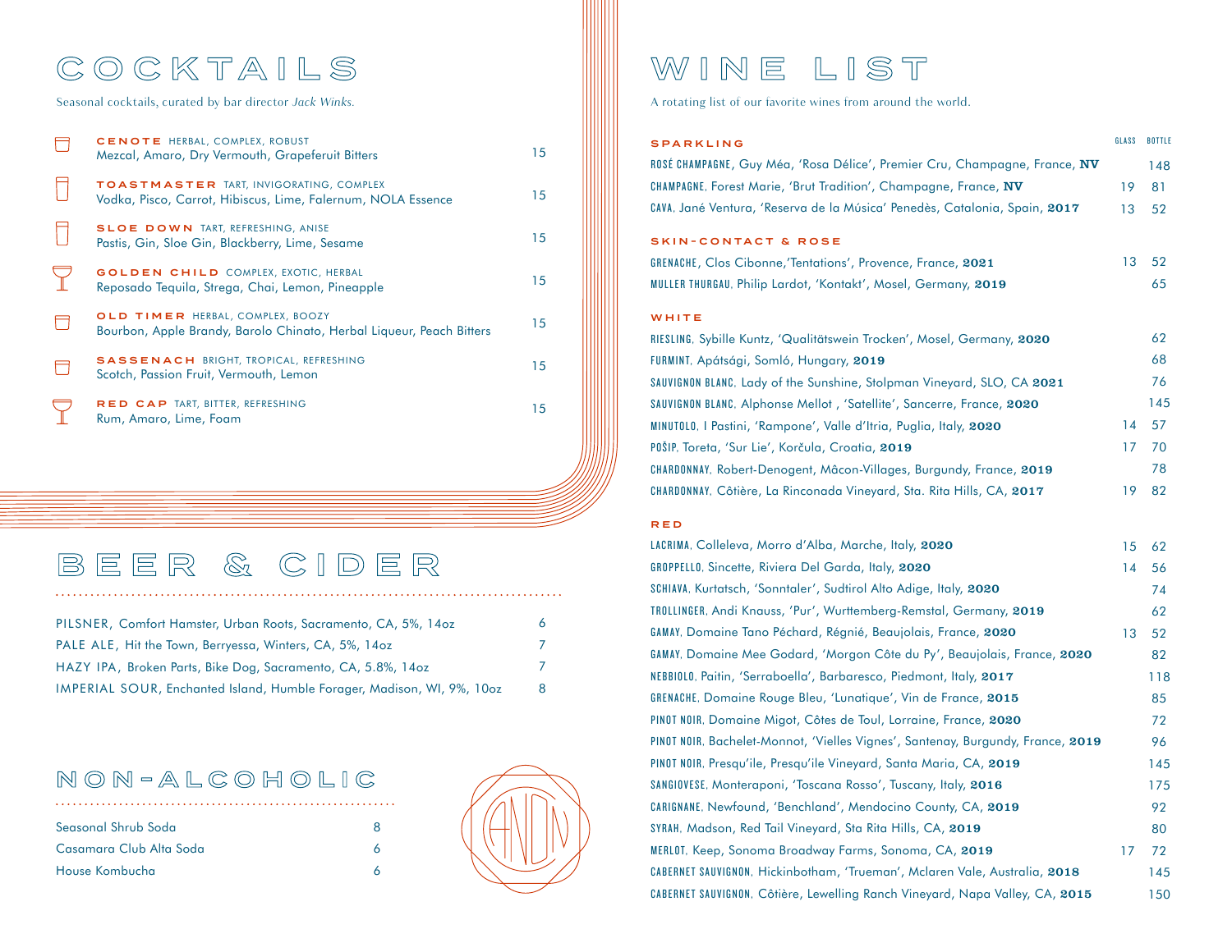# COCKTAILS

Seasonal cocktails, curated by bar director *Jack Winks.*

| Cocktail | Price |
| --- | --- |
| **CENOTE** HERBAL, COMPLEX, ROBUST<br>Mezcal, Amaro, Dry Vermouth, Grapeferuit Bitters | 15 |
| **TOASTMASTER** TART, INVIGORATING, COMPLEX<br>Vodka, Pisco, Carrot, Hibiscus, Lime, Falernum, NOLA Essence | 15 |
| **SLOE DOWN** TART, REFRESHING, ANISE<br>Pastis, Gin, Sloe Gin, Blackberry, Lime, Sesame | 15 |
| **GOLDEN CHILD** COMPLEX, EXOTIC, HERBAL<br>Reposado Tequila, Strega, Chai, Lemon, Pineapple | 15 |
| **OLD TIMER** HERBAL, COMPLEX, BOOZY<br>Bourbon, Apple Brandy, Barolo Chinato, Herbal Liqueur, Peach Bitters | 15 |
| **SASSENACH** BRIGHT, TROPICAL, REFRESHING<br>Scotch, Passion Fruit, Vermouth, Lemon | 15 |
| **RED CAP** TART, BITTER, REFRESHING<br>Rum, Amaro, Lime, Foam | 15 |

# BEER & CIDER

| Beer & Cider | Price |
| --- | --- |
| PILSNER, Comfort Hamster, Urban Roots, Sacramento, CA, 5%, 14oz | 6 |
| PALE ALE, Hit the Town, Berryessa, Winters, CA, 5%, 14oz | 7 |
| HAZY IPA, Broken Parts, Bike Dog, Sacramento, CA, 5.8%, 14oz | 7 |
| IMPERIAL SOUR, Enchanted Island, Humble Forager, Madison, WI, 9%, 10oz | 8 |

# NON-ALCOHOLIC

| Non-Alcoholic | Price |
| --- | --- |
| Seasonal Shrub Soda | 8 |
| Casamara Club Alta Soda | 6 |
| House Kombucha | 6 |

# WINE LIST

A rotating list of our favorite wines from around the world.

| | GLASS | BOTTLE |
| --- | --- | --- |
| **SPARKLING** | | |
| ROSÉ CHAMPAGNE, Guy Méa, 'Rosa Délice', Premier Cru, Champagne, France, **NV** | | 148 |
| CHAMPAGNE, Forest Marie, 'Brut Tradition', Champagne, France, **NV** | 19 | 81 |
| CAVA, Jané Ventura, 'Reserva de la Música' Penedès, Catalonia, Spain, **2017** | 13 | 52 |
| **SKIN-CONTACT & ROSE** | | |
| GRENACHE, Clos Cibonne,'Tentations', Provence, France, **2021** | 13 | 52 |
| MULLER THURGAU, Philip Lardot, 'Kontakt', Mosel, Germany, **2019** | | 65 |
| **WHITE** | | |
| RIESLING, Sybille Kuntz, 'Qualitätswein Trocken', Mosel, Germany, **2020** | | 62 |
| FURMINT, Apátsági, Somló, Hungary, **2019** | | 68 |
| SAUVIGNON BLANC, Lady of the Sunshine, Stolpman Vineyard, SLO, CA **2021** | | 76 |
| SAUVIGNON BLANC, Alphonse Mellot , 'Satellite', Sancerre, France, **2020** | | 145 |
| MINUTOLO, I Pastini, 'Rampone', Valle d'Itria, Puglia, Italy, **2020** | 14 | 57 |
| POŠIP, Toreta, 'Sur Lie', Korčula, Croatia, **2019** | 17 | 70 |
| CHARDONNAY, Robert-Denogent, Mâcon-Villages, Burgundy, France, **2019** | | 78 |
| CHARDONNAY, Côtière, La Rinconada Vineyard, Sta. Rita Hills, CA, **2017** | 19 | 82 |
| **RED** | | |
| LACRIMA, Colleleva, Morro d'Alba, Marche, Italy, **2020** | 15 | 62 |
| GROPPELLO, Sincette, Riviera Del Garda, Italy, **2020** | 14 | 56 |
| SCHIAVA, Kurtatsch, 'Sonntaler', Sudtirol Alto Adige, Italy, **2020** | | 74 |
| TROLLINGER, Andi Knauss, 'Pur', Wurttemberg-Remstal, Germany, **2019** | | 62 |
| GAMAY, Domaine Tano Péchard, Régnié, Beaujolais, France, **2020** | 13 | 52 |
| GAMAY, Domaine Mee Godard, 'Morgon Côte du Py', Beaujolais, France, **2020** | | 82 |
| NEBBIOLO, Paitin, 'Serraboella', Barbaresco, Piedmont, Italy, **2017** | | 118 |
| GRENACHE, Domaine Rouge Bleu, 'Lunatique', Vin de France, **2015** | | 85 |
| PINOT NOIR, Domaine Migot, Côtes de Toul, Lorraine, France, **2020** | | 72 |
| PINOT NOIR, Bachelet-Monnot, 'Vielles Vignes', Santenay, Burgundy, France, **2019** | | 96 |
| PINOT NOIR, Presqu'ile, Presqu'ile Vineyard, Santa Maria, CA, **2019** | | 145 |
| SANGIOVESE, Monteraponi, 'Toscana Rosso', Tuscany, Italy, **2016** | | 175 |
| CARIGNANE, Newfound, 'Benchland', Mendocino County, CA, **2019** | | 92 |
| SYRAH, Madson, Red Tail Vineyard, Sta Rita Hills, CA, **2019** | | 80 |
| MERLOT, Keep, Sonoma Broadway Farms, Sonoma, CA, **2019** | 17 | 72 |
| CABERNET SAUVIGNON, Hickinbotham, 'Trueman', Mclaren Vale, Australia, **2018** | | 145 |
| CABERNET SAUVIGNON, Côtière, Lewelling Ranch Vineyard, Napa Valley, CA, **2015** | | 150 |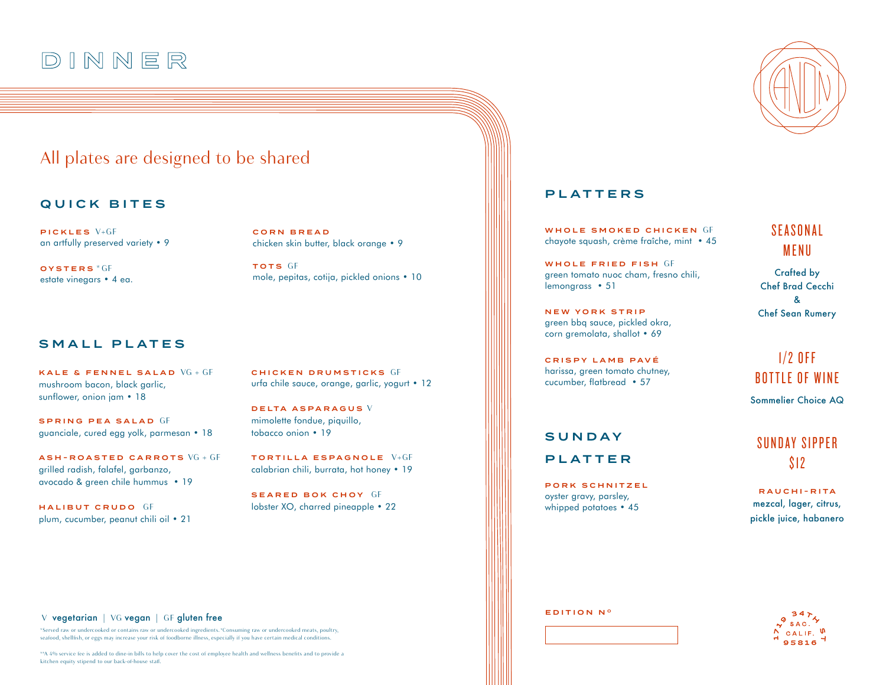# DINNER

## All plates are designed to be shared

### QUICK BITES

**PICKLES** V+GF
an artfully preserved variety • 9

**OYSTERS** *GF
estate vinegars • 4 ea.

**CORN BREAD**
chicken skin butter, black orange • 9

**TOTS** GF
mole, pepitas, cotija, pickled onions • 10

### SMALL PLATES

**KALE & FENNEL SALAD** VG + GF
mushroom bacon, black garlic, sunflower, onion jam • 18

**SPRING PEA SALAD** GF
guanciale, cured egg yolk, parmesan • 18

**ASH-ROASTED CARROTS** VG + GF
grilled radish, falafel, garbanzo, avocado & green chile hummus • 19

**HALIBUT CRUDO** GF
plum, cucumber, peanut chili oil • 21

**CHICKEN DRUMSTICKS** GF
urfa chile sauce, orange, garlic, yogurt • 12

**DELTA ASPARAGUS** V
mimolette fondue, piquillo, tobacco onion • 19

**TORTILLA ESPAGNOLE** V+GF
calabrian chili, burrata, hot honey • 19

**SEARED BOK CHOY** GF
lobster XO, charred pineapple • 22

V vegetarian | VG vegan | GF gluten free

*Served raw or undercooked or contains raw or undercooked ingredients. *Consuming raw or undercooked meats, poultry, seafood, shellfish, or eggs may increase your risk of foodborne illness, especially if you have certain medical conditions.

**A 4% service fee is added to dine-in bills to help cover the cost of employee health and wellness benefits and to provide a kitchen equity stipend to our back-of-house staff.

### PLATTERS

**WHOLE SMOKED CHICKEN** GF
chayote squash, crème fraîche, mint • 45

**WHOLE FRIED FISH** GF
green tomato nuoc cham, fresno chili, lemongrass • 51

**NEW YORK STRIP**
green bbq sauce, pickled okra, corn gremolata, shallot • 69

**CRISPY LAMB PAVÉ**
harissa, green tomato chutney, cucumber, flatbread • 57

### SUNDAY PLATTER

**PORK SCHNITZEL**
oyster gravy, parsley, whipped potatoes • 45

EDITION Nº

### SEASONAL MENU

Crafted by
Chef Brad Cecchi
&
Chef Sean Rumery

### 1/2 OFF BOTTLE OF WINE

Sommelier Choice AQ

### SUNDAY SIPPER $12

**RAUCHI-RITA**
mezcal, lager, citrus, pickle juice, habanero

1719 34TH ST
SAC. CALIF.
95816